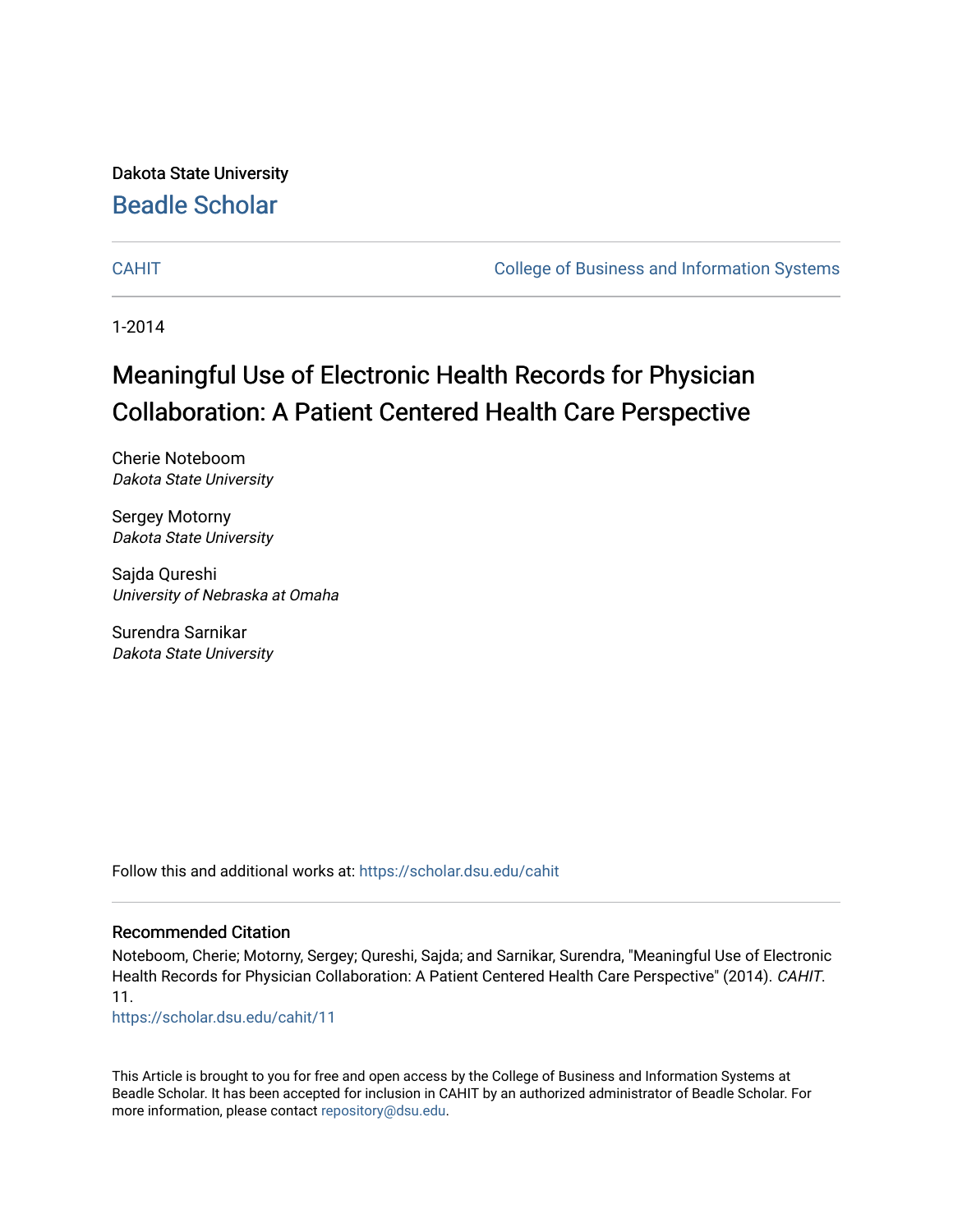Dakota State University

# Beadle Scholar

CAHIT | College of Business and Information Systems

1-2014

# Meaningful Use of Electronic Health Records for Physician Collaboration: A Patient Centered Health Care Perspective

Cherie Noteboom
*Dakota State University*

Sergey Motorny
*Dakota State University*

Sajda Qureshi
*University of Nebraska at Omaha*

Surendra Sarnikar
*Dakota State University*

Follow this and additional works at: https://scholar.dsu.edu/cahit

## Recommended Citation

Noteboom, Cherie; Motorny, Sergey; Qureshi, Sajda; and Sarnikar, Surendra, "Meaningful Use of Electronic Health Records for Physician Collaboration: A Patient Centered Health Care Perspective" (2014). *CAHIT*. 11.
https://scholar.dsu.edu/cahit/11

This Article is brought to you for free and open access by the College of Business and Information Systems at Beadle Scholar. It has been accepted for inclusion in CAHIT by an authorized administrator of Beadle Scholar. For more information, please contact repository@dsu.edu.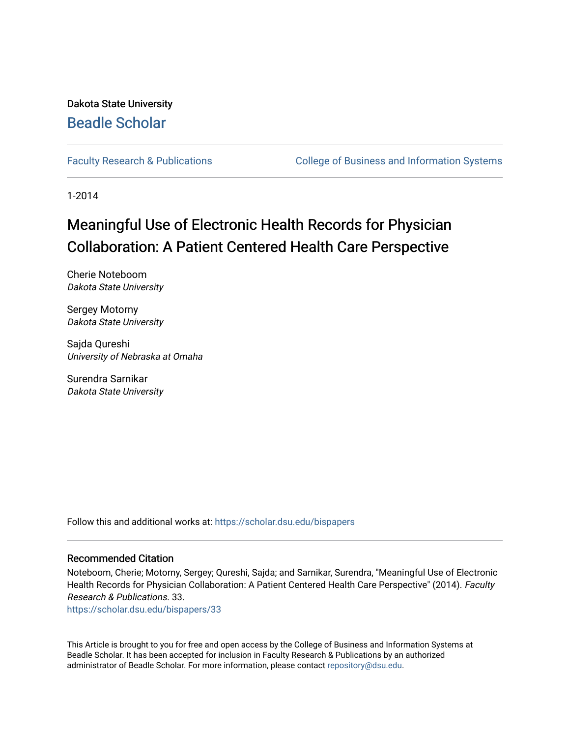Dakota State University

# Beadle Scholar

Faculty Research & Publications | College of Business and Information Systems

1-2014

## Meaningful Use of Electronic Health Records for Physician Collaboration: A Patient Centered Health Care Perspective

Cherie Noteboom
*Dakota State University*

Sergey Motorny
*Dakota State University*

Sajda Qureshi
*University of Nebraska at Omaha*

Surendra Sarnikar
*Dakota State University*

Follow this and additional works at: https://scholar.dsu.edu/bispapers

### Recommended Citation

Noteboom, Cherie; Motorny, Sergey; Qureshi, Sajda; and Sarnikar, Surendra, "Meaningful Use of Electronic Health Records for Physician Collaboration: A Patient Centered Health Care Perspective" (2014). *Faculty Research & Publications*. 33.
https://scholar.dsu.edu/bispapers/33

This Article is brought to you for free and open access by the College of Business and Information Systems at Beadle Scholar. It has been accepted for inclusion in Faculty Research & Publications by an authorized administrator of Beadle Scholar. For more information, please contact repository@dsu.edu.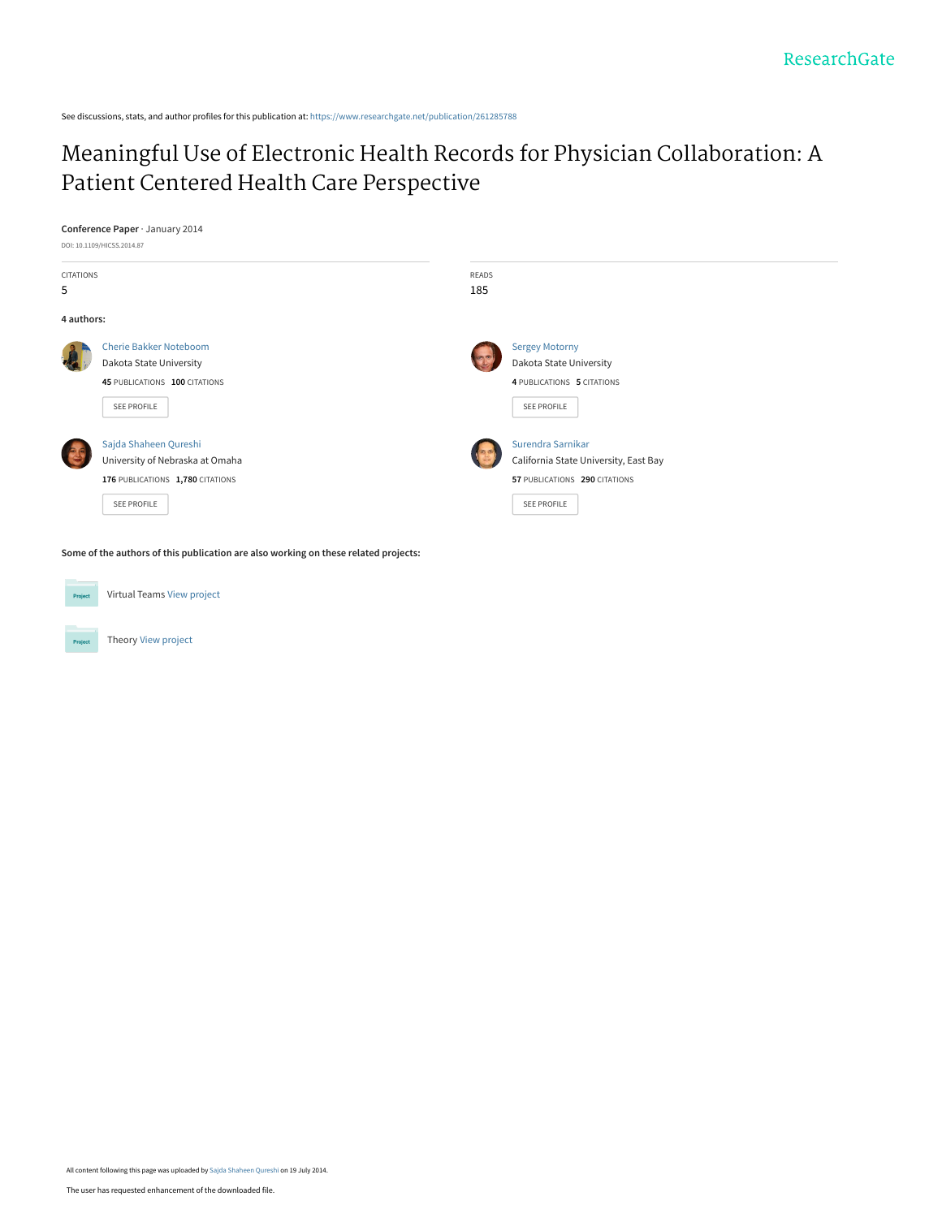See discussions, stats, and author profiles for this publication at: https://www.researchgate.net/publication/261285788

# Meaningful Use of Electronic Health Records for Physician Collaboration: A Patient Centered Health Care Perspective

**Conference Paper** · January 2014

DOI: 10.1109/HICSS.2014.87

| CITATIONS | READS |
| --- | --- |
| 5 | 185 |

**4 authors:**

**Cherie Bakker Noteboom**
Dakota State University
**45** PUBLICATIONS **100** CITATIONS

**Sergey Motorny**
Dakota State University
**4** PUBLICATIONS **5** CITATIONS

**Sajda Shaheen Qureshi**
University of Nebraska at Omaha
**176** PUBLICATIONS **1,780** CITATIONS

**Surendra Sarnikar**
California State University, East Bay
**57** PUBLICATIONS **290** CITATIONS

**Some of the authors of this publication are also working on these related projects:**

Virtual Teams View project

Theory View project

All content following this page was uploaded by Sajda Shaheen Qureshi on 19 July 2014.

The user has requested enhancement of the downloaded file.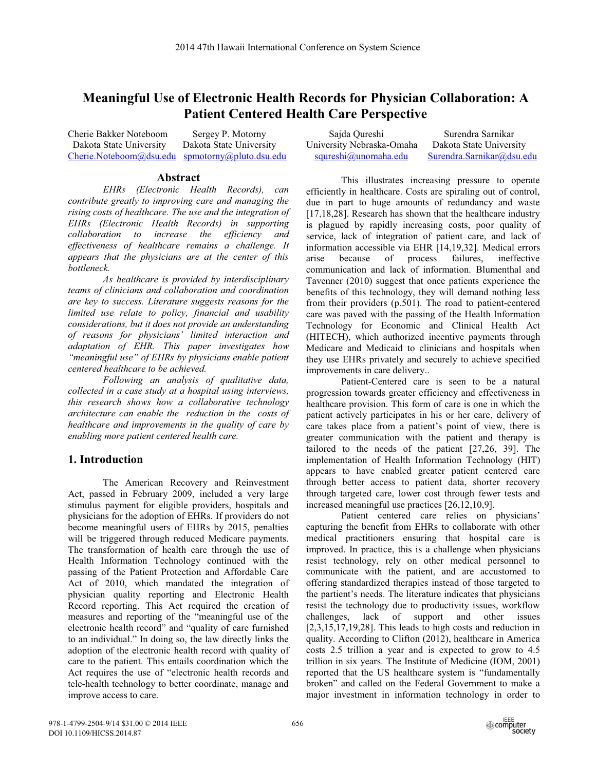# Meaningful Use of Electronic Health Records for Physician Collaboration: A Patient Centered Health Care Perspective

Cherie Bakker Noteboom
Dakota State University
Cherie.Noteboom@dsu.edu

Sergey P. Motorny
Dakota State University
spmotorny@pluto.dsu.edu

Sajda Qureshi
University Nebraska-Omaha
squreshi@unomaha.edu

Surendra Sarnikar
Dakota State University
Surendra.Sarnikar@dsu.edu

## Abstract

*EHRs (Electronic Health Records), can contribute greatly to improving care and managing the rising costs of healthcare. The use and the integration of EHRs (Electronic Health Records) in supporting collaboration to increase the efficiency and effectiveness of healthcare remains a challenge. It appears that the physicians are at the center of this bottleneck.*

*As healthcare is provided by interdisciplinary teams of clinicians and collaboration and coordination are key to success. Literature suggests reasons for the limited use relate to policy, financial and usability considerations, but it does not provide an understanding of reasons for physicians' limited interaction and adaptation of EHR. This paper investigates how "meaningful use" of EHRs by physicians enable patient centered healthcare to be achieved.*

*Following an analysis of qualitative data, collected in a case study at a hospital using interviews, this research shows how a collaborative technology architecture can enable the reduction in the costs of healthcare and improvements in the quality of care by enabling more patient centered health care.*

## 1. Introduction

The American Recovery and Reinvestment Act, passed in February 2009, included a very large stimulus payment for eligible providers, hospitals and physicians for the adoption of EHRs. If providers do not become meaningful users of EHRs by 2015, penalties will be triggered through reduced Medicare payments. The transformation of health care through the use of Health Information Technology continued with the passing of the Patient Protection and Affordable Care Act of 2010, which mandated the integration of physician quality reporting and Electronic Health Record reporting. This Act required the creation of measures and reporting of the "meaningful use of the electronic health record" and "quality of care furnished to an individual." In doing so, the law directly links the adoption of the electronic health record with quality of care to the patient. This entails coordination which the Act requires the use of "electronic health records and tele-health technology to better coordinate, manage and improve access to care.

This illustrates increasing pressure to operate efficiently in healthcare. Costs are spiraling out of control, due in part to huge amounts of redundancy and waste [17,18,28]. Research has shown that the healthcare industry is plagued by rapidly increasing costs, poor quality of service, lack of integration of patient care, and lack of information accessible via EHR [14,19,32]. Medical errors arise because of process failures, ineffective communication and lack of information. Blumenthal and Tavenner (2010) suggest that once patients experience the benefits of this technology, they will demand nothing less from their providers (p.501). The road to patient-centered care was paved with the passing of the Health Information Technology for Economic and Clinical Health Act (HITECH), which authorized incentive payments through Medicare and Medicaid to clinicians and hospitals when they use EHRs privately and securely to achieve specified improvements in care delivery..

Patient-Centered care is seen to be a natural progression towards greater efficiency and effectiveness in healthcare provision. This form of care is one in which the patient actively participates in his or her care, delivery of care takes place from a patient's point of view, there is greater communication with the patient and therapy is tailored to the needs of the patient [27,26, 39]. The implementation of Health Information Technology (HIT) appears to have enabled greater patient centered care through better access to patient data, shorter recovery through targeted care, lower cost through fewer tests and increased meaningful use practices [26,12,10,9].

Patient centered care relies on physicians' capturing the benefit from EHRs to collaborate with other medical practitioners ensuring that hospital care is improved. In practice, this is a challenge when physicians resist technology, rely on other medical personnel to communicate with the patient, and are accustomed to offering standardized therapies instead of those targeted to the partient's needs. The literature indicates that physicians resist the technology due to productivity issues, workflow challenges, lack of support and other issues [2,3,15,17,19,28]. This leads to high costs and reduction in quality. According to Clifton (2012), healthcare in America costs 2.5 trillion a year and is expected to grow to 4.5 trillion in six years. The Institute of Medicine (IOM, 2001) reported that the US healthcare system is "fundamentally broken" and called on the Federal Government to make a major investment in information technology in order to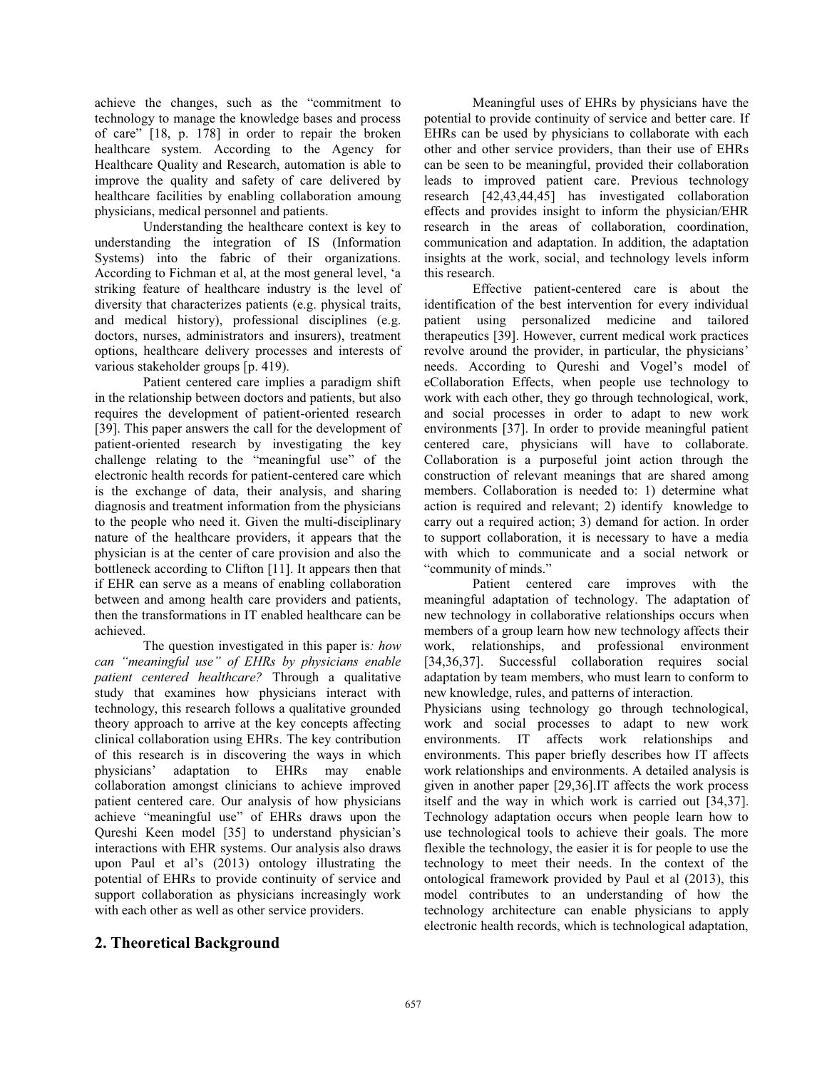achieve the changes, such as the "commitment to technology to manage the knowledge bases and process of care" [18, p. 178] in order to repair the broken healthcare system. According to the Agency for Healthcare Quality and Research, automation is able to improve the quality and safety of care delivered by healthcare facilities by enabling collaboration amoung physicians, medical personnel and patients.

Understanding the healthcare context is key to understanding the integration of IS (Information Systems) into the fabric of their organizations. According to Fichman et al, at the most general level, 'a striking feature of healthcare industry is the level of diversity that characterizes patients (e.g. physical traits, and medical history), professional disciplines (e.g. doctors, nurses, administrators and insurers), treatment options, healthcare delivery processes and interests of various stakeholder groups [p. 419).

Patient centered care implies a paradigm shift in the relationship between doctors and patients, but also requires the development of patient-oriented research [39]. This paper answers the call for the development of patient-oriented research by investigating the key challenge relating to the "meaningful use" of the electronic health records for patient-centered care which is the exchange of data, their analysis, and sharing diagnosis and treatment information from the physicians to the people who need it. Given the multi-disciplinary nature of the healthcare providers, it appears that the physician is at the center of care provision and also the bottleneck according to Clifton [11]. It appears then that if EHR can serve as a means of enabling collaboration between and among health care providers and patients, then the transformations in IT enabled healthcare can be achieved.

The question investigated in this paper is*: how can "meaningful use" of EHRs by physicians enable patient centered healthcare?* Through a qualitative study that examines how physicians interact with technology, this research follows a qualitative grounded theory approach to arrive at the key concepts affecting clinical collaboration using EHRs. The key contribution of this research is in discovering the ways in which physicians' adaptation to EHRs may enable collaboration amongst clinicians to achieve improved patient centered care. Our analysis of how physicians achieve "meaningful use" of EHRs draws upon the Qureshi Keen model [35] to understand physician's interactions with EHR systems. Our analysis also draws upon Paul et al's (2013) ontology illustrating the potential of EHRs to provide continuity of service and support collaboration as physicians increasingly work with each other as well as other service providers.

## 2. Theoretical Background

Meaningful uses of EHRs by physicians have the potential to provide continuity of service and better care. If EHRs can be used by physicians to collaborate with each other and other service providers, than their use of EHRs can be seen to be meaningful, provided their collaboration leads to improved patient care. Previous technology research [42,43,44,45] has investigated collaboration effects and provides insight to inform the physician/EHR research in the areas of collaboration, coordination, communication and adaptation. In addition, the adaptation insights at the work, social, and technology levels inform this research.

Effective patient-centered care is about the identification of the best intervention for every individual patient using personalized medicine and tailored therapeutics [39]. However, current medical work practices revolve around the provider, in particular, the physicians' needs. According to Qureshi and Vogel's model of eCollaboration Effects, when people use technology to work with each other, they go through technological, work, and social processes in order to adapt to new work environments [37]. In order to provide meaningful patient centered care, physicians will have to collaborate. Collaboration is a purposeful joint action through the construction of relevant meanings that are shared among members. Collaboration is needed to: 1) determine what action is required and relevant; 2) identify knowledge to carry out a required action; 3) demand for action. In order to support collaboration, it is necessary to have a media with which to communicate and a social network or "community of minds."

Patient centered care improves with the meaningful adaptation of technology. The adaptation of new technology in collaborative relationships occurs when members of a group learn how new technology affects their work, relationships, and professional environment [34,36,37]. Successful collaboration requires social adaptation by team members, who must learn to conform to new knowledge, rules, and patterns of interaction.

Physicians using technology go through technological, work and social processes to adapt to new work environments. IT affects work relationships and environments. This paper briefly describes how IT affects work relationships and environments. A detailed analysis is given in another paper [29,36].IT affects the work process itself and the way in which work is carried out [34,37]. Technology adaptation occurs when people learn how to use technological tools to achieve their goals. The more flexible the technology, the easier it is for people to use the technology to meet their needs. In the context of the ontological framework provided by Paul et al (2013), this model contributes to an understanding of how the technology architecture can enable physicians to apply electronic health records, which is technological adaptation,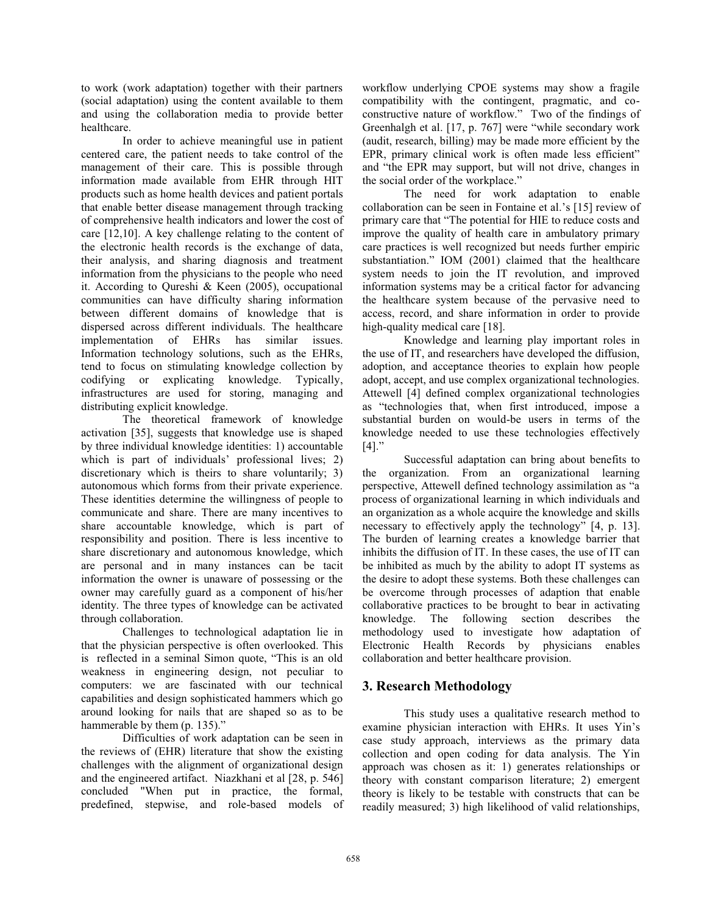to work (work adaptation) together with their partners (social adaptation) using the content available to them and using the collaboration media to provide better healthcare.

In order to achieve meaningful use in patient centered care, the patient needs to take control of the management of their care. This is possible through information made available from EHR through HIT products such as home health devices and patient portals that enable better disease management through tracking of comprehensive health indicators and lower the cost of care [12,10]. A key challenge relating to the content of the electronic health records is the exchange of data, their analysis, and sharing diagnosis and treatment information from the physicians to the people who need it. According to Qureshi & Keen (2005), occupational communities can have difficulty sharing information between different domains of knowledge that is dispersed across different individuals. The healthcare implementation of EHRs has similar issues. Information technology solutions, such as the EHRs, tend to focus on stimulating knowledge collection by codifying or explicating knowledge. Typically, infrastructures are used for storing, managing and distributing explicit knowledge.

The theoretical framework of knowledge activation [35], suggests that knowledge use is shaped by three individual knowledge identities: 1) accountable which is part of individuals' professional lives; 2) discretionary which is theirs to share voluntarily; 3) autonomous which forms from their private experience. These identities determine the willingness of people to communicate and share. There are many incentives to share accountable knowledge, which is part of responsibility and position. There is less incentive to share discretionary and autonomous knowledge, which are personal and in many instances can be tacit information the owner is unaware of possessing or the owner may carefully guard as a component of his/her identity. The three types of knowledge can be activated through collaboration.

Challenges to technological adaptation lie in that the physician perspective is often overlooked. This is reflected in a seminal Simon quote, "This is an old weakness in engineering design, not peculiar to computers: we are fascinated with our technical capabilities and design sophisticated hammers which go around looking for nails that are shaped so as to be hammerable by them (p. 135)."

Difficulties of work adaptation can be seen in the reviews of (EHR) literature that show the existing challenges with the alignment of organizational design and the engineered artifact. Niazkhani et al [28, p. 546] concluded "When put in practice, the formal, predefined, stepwise, and role-based models of workflow underlying CPOE systems may show a fragile compatibility with the contingent, pragmatic, and co-constructive nature of workflow." Two of the findings of Greenhalgh et al. [17, p. 767] were "while secondary work (audit, research, billing) may be made more efficient by the EPR, primary clinical work is often made less efficient" and "the EPR may support, but will not drive, changes in the social order of the workplace."

The need for work adaptation to enable collaboration can be seen in Fontaine et al.'s [15] review of primary care that "The potential for HIE to reduce costs and improve the quality of health care in ambulatory primary care practices is well recognized but needs further empiric substantiation." IOM (2001) claimed that the healthcare system needs to join the IT revolution, and improved information systems may be a critical factor for advancing the healthcare system because of the pervasive need to access, record, and share information in order to provide high-quality medical care [18].

Knowledge and learning play important roles in the use of IT, and researchers have developed the diffusion, adoption, and acceptance theories to explain how people adopt, accept, and use complex organizational technologies. Attewell [4] defined complex organizational technologies as "technologies that, when first introduced, impose a substantial burden on would-be users in terms of the knowledge needed to use these technologies effectively [4]."

Successful adaptation can bring about benefits to the organization. From an organizational learning perspective, Attewell defined technology assimilation as "a process of organizational learning in which individuals and an organization as a whole acquire the knowledge and skills necessary to effectively apply the technology" [4, p. 13]. The burden of learning creates a knowledge barrier that inhibits the diffusion of IT. In these cases, the use of IT can be inhibited as much by the ability to adopt IT systems as the desire to adopt these systems. Both these challenges can be overcome through processes of adaption that enable collaborative practices to be brought to bear in activating knowledge. The following section describes the methodology used to investigate how adaptation of Electronic Health Records by physicians enables collaboration and better healthcare provision.

## 3. Research Methodology

This study uses a qualitative research method to examine physician interaction with EHRs. It uses Yin's case study approach, interviews as the primary data collection and open coding for data analysis. The Yin approach was chosen as it: 1) generates relationships or theory with constant comparison literature; 2) emergent theory is likely to be testable with constructs that can be readily measured; 3) high likelihood of valid relationships,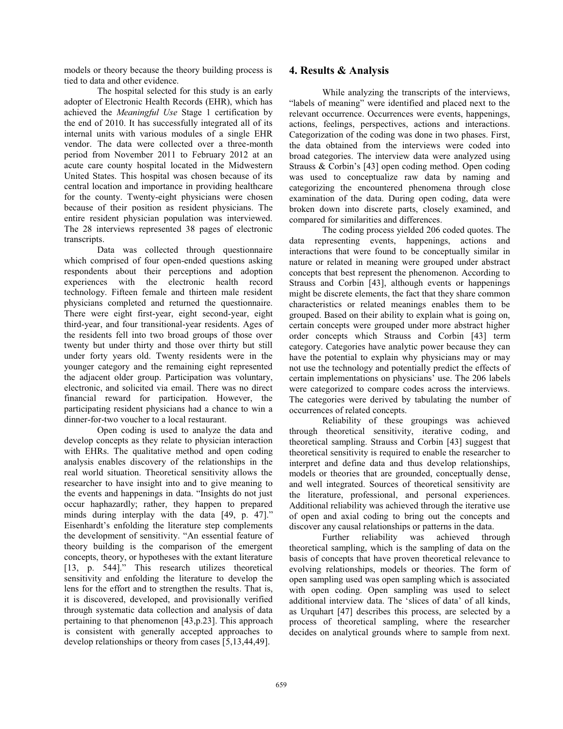models or theory because the theory building process is tied to data and other evidence.

The hospital selected for this study is an early adopter of Electronic Health Records (EHR), which has achieved the *Meaningful Use* Stage 1 certification by the end of 2010. It has successfully integrated all of its internal units with various modules of a single EHR vendor. The data were collected over a three-month period from November 2011 to February 2012 at an acute care county hospital located in the Midwestern United States. This hospital was chosen because of its central location and importance in providing healthcare for the county. Twenty-eight physicians were chosen because of their position as resident physicians. The entire resident physician population was interviewed. The 28 interviews represented 38 pages of electronic transcripts.

Data was collected through questionnaire which comprised of four open-ended questions asking respondents about their perceptions and adoption experiences with the electronic health record technology. Fifteen female and thirteen male resident physicians completed and returned the questionnaire. There were eight first-year, eight second-year, eight third-year, and four transitional-year residents. Ages of the residents fell into two broad groups of those over twenty but under thirty and those over thirty but still under forty years old. Twenty residents were in the younger category and the remaining eight represented the adjacent older group. Participation was voluntary, electronic, and solicited via email. There was no direct financial reward for participation. However, the participating resident physicians had a chance to win a dinner-for-two voucher to a local restaurant.

Open coding is used to analyze the data and develop concepts as they relate to physician interaction with EHRs. The qualitative method and open coding analysis enables discovery of the relationships in the real world situation. Theoretical sensitivity allows the researcher to have insight into and to give meaning to the events and happenings in data. "Insights do not just occur haphazardly; rather, they happen to prepared minds during interplay with the data [49, p. 47]." Eisenhardt's enfolding the literature step complements the development of sensitivity. "An essential feature of theory building is the comparison of the emergent concepts, theory, or hypotheses with the extant literature [13, p. 544]." This research utilizes theoretical sensitivity and enfolding the literature to develop the lens for the effort and to strengthen the results. That is, it is discovered, developed, and provisionally verified through systematic data collection and analysis of data pertaining to that phenomenon [43,p.23]. This approach is consistent with generally accepted approaches to develop relationships or theory from cases [5,13,44,49].

## 4. Results & Analysis

While analyzing the transcripts of the interviews, "labels of meaning" were identified and placed next to the relevant occurrence. Occurrences were events, happenings, actions, feelings, perspectives, actions and interactions. Categorization of the coding was done in two phases. First, the data obtained from the interviews were coded into broad categories. The interview data were analyzed using Strauss & Corbin's [43] open coding method. Open coding was used to conceptualize raw data by naming and categorizing the encountered phenomena through close examination of the data. During open coding, data were broken down into discrete parts, closely examined, and compared for similarities and differences.

The coding process yielded 206 coded quotes. The data representing events, happenings, actions and interactions that were found to be conceptually similar in nature or related in meaning were grouped under abstract concepts that best represent the phenomenon. According to Strauss and Corbin [43], although events or happenings might be discrete elements, the fact that they share common characteristics or related meanings enables them to be grouped. Based on their ability to explain what is going on, certain concepts were grouped under more abstract higher order concepts which Strauss and Corbin [43] term category. Categories have analytic power because they can have the potential to explain why physicians may or may not use the technology and potentially predict the effects of certain implementations on physicians' use. The 206 labels were categorized to compare codes across the interviews. The categories were derived by tabulating the number of occurrences of related concepts.

Reliability of these groupings was achieved through theoretical sensitivity, iterative coding, and theoretical sampling. Strauss and Corbin [43] suggest that theoretical sensitivity is required to enable the researcher to interpret and define data and thus develop relationships, models or theories that are grounded, conceptually dense, and well integrated. Sources of theoretical sensitivity are the literature, professional, and personal experiences. Additional reliability was achieved through the iterative use of open and axial coding to bring out the concepts and discover any causal relationships or patterns in the data.

Further reliability was achieved through theoretical sampling, which is the sampling of data on the basis of concepts that have proven theoretical relevance to evolving relationships, models or theories. The form of open sampling used was open sampling which is associated with open coding. Open sampling was used to select additional interview data. The 'slices of data' of all kinds, as Urquhart [47] describes this process, are selected by a process of theoretical sampling, where the researcher decides on analytical grounds where to sample from next.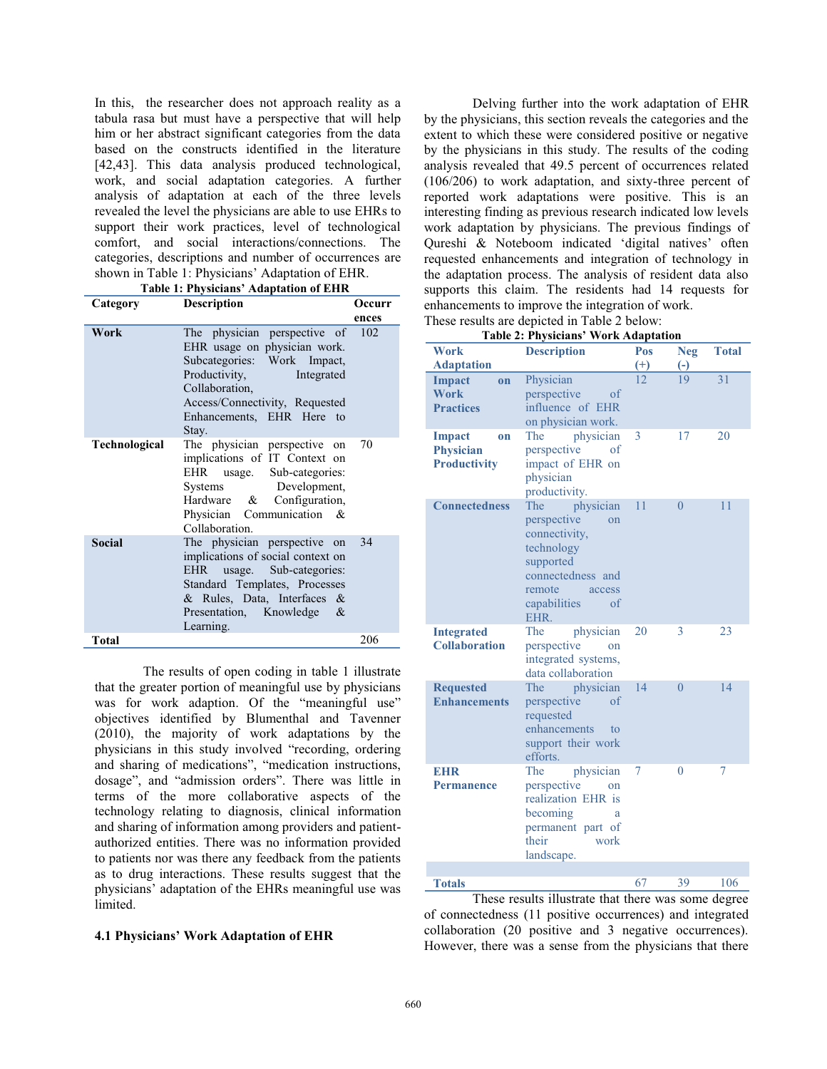In this, the researcher does not approach reality as a tabula rasa but must have a perspective that will help him or her abstract significant categories from the data based on the constructs identified in the literature [42,43]. This data analysis produced technological, work, and social adaptation categories. A further analysis of adaptation at each of the three levels revealed the level the physicians are able to use EHRs to support their work practices, level of technological comfort, and social interactions/connections. The categories, descriptions and number of occurrences are shown in Table 1: Physicians' Adaptation of EHR.

**Table 1: Physicians' Adaptation of EHR**

| Category | Description | Occurrences |
|---|---|---|
| **Work** | The physician perspective of EHR usage on physician work. Subcategories: Work Impact, Productivity, Integrated Collaboration, Access/Connectivity, Requested Enhancements, EHR Here to Stay. | 102 |
| **Technological** | The physician perspective on implications of IT Context on EHR usage. Sub-categories: Systems Development, Hardware & Configuration, Physician Communication & Collaboration. | 70 |
| **Social** | The physician perspective on implications of social context on EHR usage. Sub-categories: Standard Templates, Processes & Rules, Data, Interfaces & Presentation, Knowledge & Learning. | 34 |
| **Total** | | 206 |

The results of open coding in table 1 illustrate that the greater portion of meaningful use by physicians was for work adaption. Of the "meaningful use" objectives identified by Blumenthal and Tavenner (2010), the majority of work adaptations by the physicians in this study involved "recording, ordering and sharing of medications", "medication instructions, dosage", and "admission orders". There was little in terms of the more collaborative aspects of the technology relating to diagnosis, clinical information and sharing of information among providers and patient-authorized entities. There was no information provided to patients nor was there any feedback from the patients as to drug interactions. These results suggest that the physicians' adaptation of the EHRs meaningful use was limited.

### 4.1 Physicians' Work Adaptation of EHR

Delving further into the work adaptation of EHR by the physicians, this section reveals the categories and the extent to which these were considered positive or negative by the physicians in this study. The results of the coding analysis revealed that 49.5 percent of occurrences related (106/206) to work adaptation, and sixty-three percent of reported work adaptations were positive. This is an interesting finding as previous research indicated low levels work adaptation by physicians. The previous findings of Qureshi & Noteboom indicated 'digital natives' often requested enhancements and integration of technology in the adaptation process. The analysis of resident data also supports this claim. The residents had 14 requests for enhancements to improve the integration of work.

These results are depicted in Table 2 below:

**Table 2: Physicians' Work Adaptation**

| Work Adaptation | Description | Pos (+) | Neg (-) | Total |
|---|---|---|---|---|
| **Impact on Work Practices** | Physician perspective of influence of EHR on physician work. | 12 | 19 | 31 |
| **Impact on Physician Productivity** | The physician perspective of impact of EHR on physician productivity. | 3 | 17 | 20 |
| **Connectedness** | The physician perspective on connectivity, technology supported connectedness and remote access capabilities of EHR. | 11 | 0 | 11 |
| **Integrated Collaboration** | The physician perspective on integrated systems, data collaboration | 20 | 3 | 23 |
| **Requested Enhancements** | The physician perspective of requested enhancements to support their work efforts. | 14 | 0 | 14 |
| **EHR Permanence** | The physician perspective on realization EHR is becoming a permanent part of their work landscape. | 7 | 0 | 7 |
| | | | | |
| **Totals** | | 67 | 39 | 106 |

These results illustrate that there was some degree of connectedness (11 positive occurrences) and integrated collaboration (20 positive and 3 negative occurrences). However, there was a sense from the physicians that there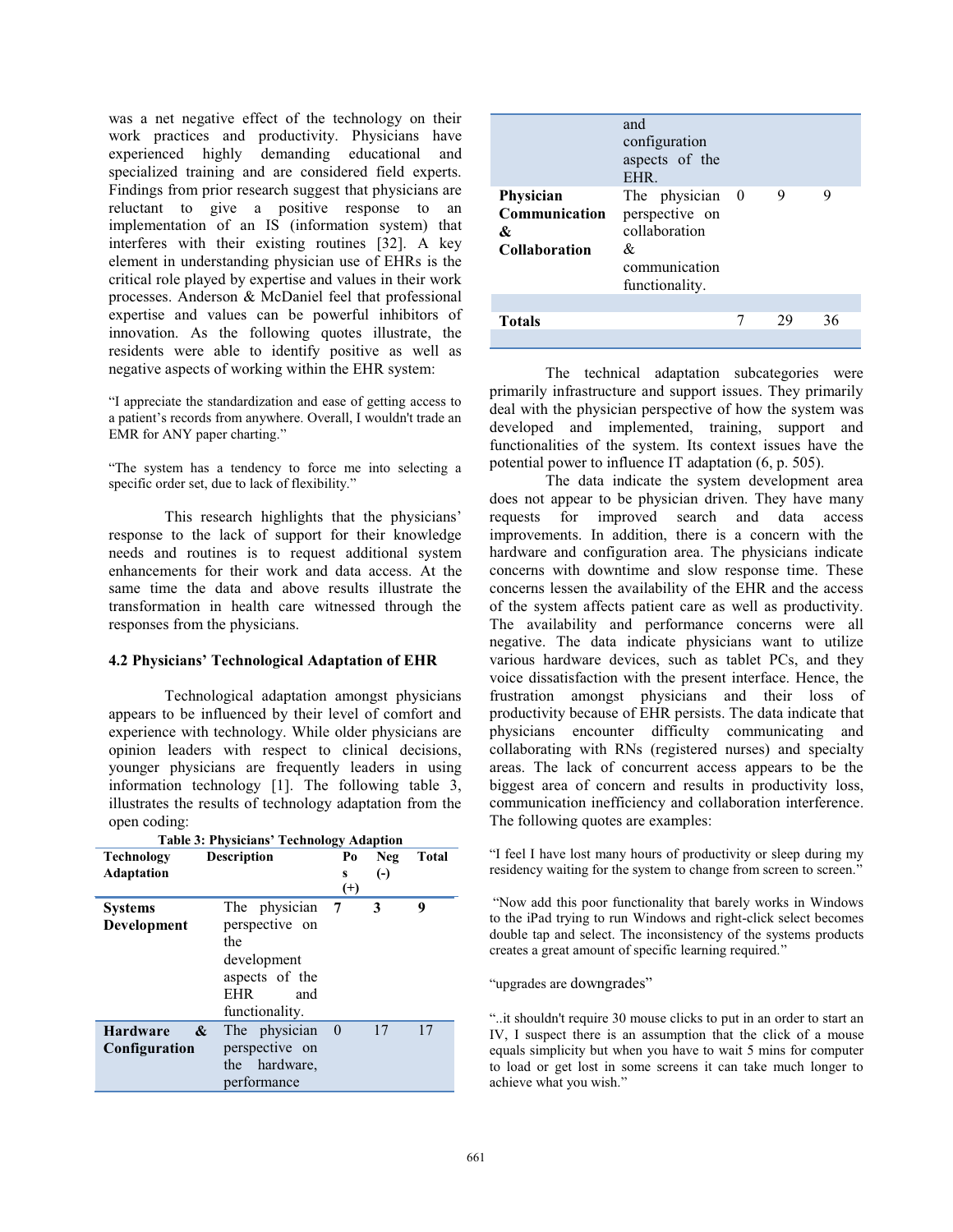was a net negative effect of the technology on their work practices and productivity. Physicians have experienced highly demanding educational and specialized training and are considered field experts. Findings from prior research suggest that physicians are reluctant to give a positive response to an implementation of an IS (information system) that interferes with their existing routines [32]. A key element in understanding physician use of EHRs is the critical role played by expertise and values in their work processes. Anderson & McDaniel feel that professional expertise and values can be powerful inhibitors of innovation. As the following quotes illustrate, the residents were able to identify positive as well as negative aspects of working within the EHR system:

"I appreciate the standardization and ease of getting access to a patient's records from anywhere. Overall, I wouldn't trade an EMR for ANY paper charting."

"The system has a tendency to force me into selecting a specific order set, due to lack of flexibility."

This research highlights that the physicians' response to the lack of support for their knowledge needs and routines is to request additional system enhancements for their work and data access. At the same time the data and above results illustrate the transformation in health care witnessed through the responses from the physicians.

### 4.2 Physicians' Technological Adaptation of EHR

Technological adaptation amongst physicians appears to be influenced by their level of comfort and experience with technology. While older physicians are opinion leaders with respect to clinical decisions, younger physicians are frequently leaders in using information technology [1]. The following table 3, illustrates the results of technology adaptation from the open coding:

**Table 3: Physicians' Technology Adaption**

| Technology Adaptation | Description | Pos (+) | Neg (-) | Total |
|---|---|---|---|---|
| **Systems Development** | The physician perspective on the development aspects of the EHR and functionality. | 7 | 3 | 9 |
| **Hardware & Configuration** | The physician perspective on the hardware, performance and configuration aspects of the EHR. | 0 | 17 | 17 |
| **Physician Communication & Collaboration** | The physician perspective on collaboration & communication functionality. | 0 | 9 | 9 |
| **Totals** | | 7 | 29 | 36 |

The technical adaptation subcategories were primarily infrastructure and support issues. They primarily deal with the physician perspective of how the system was developed and implemented, training, support and functionalities of the system. Its context issues have the potential power to influence IT adaptation (6, p. 505).

The data indicate the system development area does not appear to be physician driven. They have many requests for improved search and data access improvements. In addition, there is a concern with the hardware and configuration area. The physicians indicate concerns with downtime and slow response time. These concerns lessen the availability of the EHR and the access of the system affects patient care as well as productivity. The availability and performance concerns were all negative. The data indicate physicians want to utilize various hardware devices, such as tablet PCs, and they voice dissatisfaction with the present interface. Hence, the frustration amongst physicians and their loss of productivity because of EHR persists. The data indicate that physicians encounter difficulty communicating and collaborating with RNs (registered nurses) and specialty areas. The lack of concurrent access appears to be the biggest area of concern and results in productivity loss, communication inefficiency and collaboration interference. The following quotes are examples:

"I feel I have lost many hours of productivity or sleep during my residency waiting for the system to change from screen to screen."

"Now add this poor functionality that barely works in Windows to the iPad trying to run Windows and right-click select becomes double tap and select. The inconsistency of the systems products creates a great amount of specific learning required."

"upgrades are downgrades"

"..it shouldn't require 30 mouse clicks to put in an order to start an IV, I suspect there is an assumption that the click of a mouse equals simplicity but when you have to wait 5 mins for computer to load or get lost in some screens it can take much longer to achieve what you wish."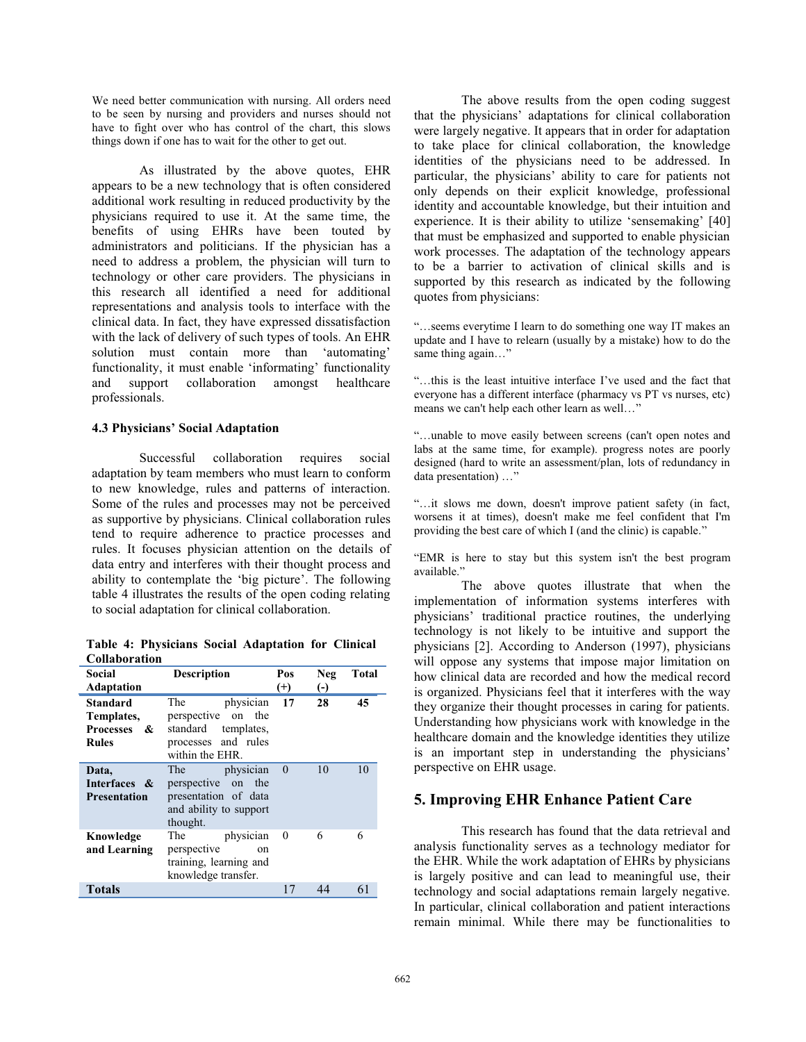We need better communication with nursing. All orders need to be seen by nursing and providers and nurses should not have to fight over who has control of the chart, this slows things down if one has to wait for the other to get out.

As illustrated by the above quotes, EHR appears to be a new technology that is often considered additional work resulting in reduced productivity by the physicians required to use it. At the same time, the benefits of using EHRs have been touted by administrators and politicians. If the physician has a need to address a problem, the physician will turn to technology or other care providers. The physicians in this research all identified a need for additional representations and analysis tools to interface with the clinical data. In fact, they have expressed dissatisfaction with the lack of delivery of such types of tools. An EHR solution must contain more than 'automating' functionality, it must enable 'informating' functionality and support collaboration amongst healthcare professionals.

### 4.3 Physicians' Social Adaptation

Successful collaboration requires social adaptation by team members who must learn to conform to new knowledge, rules and patterns of interaction. Some of the rules and processes may not be perceived as supportive by physicians. Clinical collaboration rules tend to require adherence to practice processes and rules. It focuses physician attention on the details of data entry and interferes with their thought process and ability to contemplate the 'big picture'. The following table 4 illustrates the results of the open coding relating to social adaptation for clinical collaboration.

**Table 4: Physicians Social Adaptation for Clinical Collaboration**

| Social Adaptation | Description | Pos (+) | Neg (-) | Total |
|---|---|---|---|---|
| **Standard Templates, Processes & Rules** | The physician perspective on the standard templates, processes and rules within the EHR. | **17** | **28** | **45** |
| **Data, Interfaces & Presentation** | The physician perspective on the presentation of data and ability to support thought. | 0 | 10 | 10 |
| **Knowledge and Learning** | The physician perspective on training, learning and knowledge transfer. | 0 | 6 | 6 |
| **Totals** | | 17 | 44 | 61 |

The above results from the open coding suggest that the physicians' adaptations for clinical collaboration were largely negative. It appears that in order for adaptation to take place for clinical collaboration, the knowledge identities of the physicians need to be addressed. In particular, the physicians' ability to care for patients not only depends on their explicit knowledge, professional identity and accountable knowledge, but their intuition and experience. It is their ability to utilize 'sensemaking' [40] that must be emphasized and supported to enable physician work processes. The adaptation of the technology appears to be a barrier to activation of clinical skills and is supported by this research as indicated by the following quotes from physicians:

"…seems everytime I learn to do something one way IT makes an update and I have to relearn (usually by a mistake) how to do the same thing again…"

"…this is the least intuitive interface I've used and the fact that everyone has a different interface (pharmacy vs PT vs nurses, etc) means we can't help each other learn as well…"

"…unable to move easily between screens (can't open notes and labs at the same time, for example). progress notes are poorly designed (hard to write an assessment/plan, lots of redundancy in data presentation) …"

"…it slows me down, doesn't improve patient safety (in fact, worsens it at times), doesn't make me feel confident that I'm providing the best care of which I (and the clinic) is capable."

"EMR is here to stay but this system isn't the best program available."

The above quotes illustrate that when the implementation of information systems interferes with physicians' traditional practice routines, the underlying technology is not likely to be intuitive and support the physicians [2]. According to Anderson (1997), physicians will oppose any systems that impose major limitation on how clinical data are recorded and how the medical record is organized. Physicians feel that it interferes with the way they organize their thought processes in caring for patients. Understanding how physicians work with knowledge in the healthcare domain and the knowledge identities they utilize is an important step in understanding the physicians' perspective on EHR usage.

## 5. Improving EHR Enhance Patient Care

This research has found that the data retrieval and analysis functionality serves as a technology mediator for the EHR. While the work adaptation of EHRs by physicians is largely positive and can lead to meaningful use, their technology and social adaptations remain largely negative. In particular, clinical collaboration and patient interactions remain minimal. While there may be functionalities to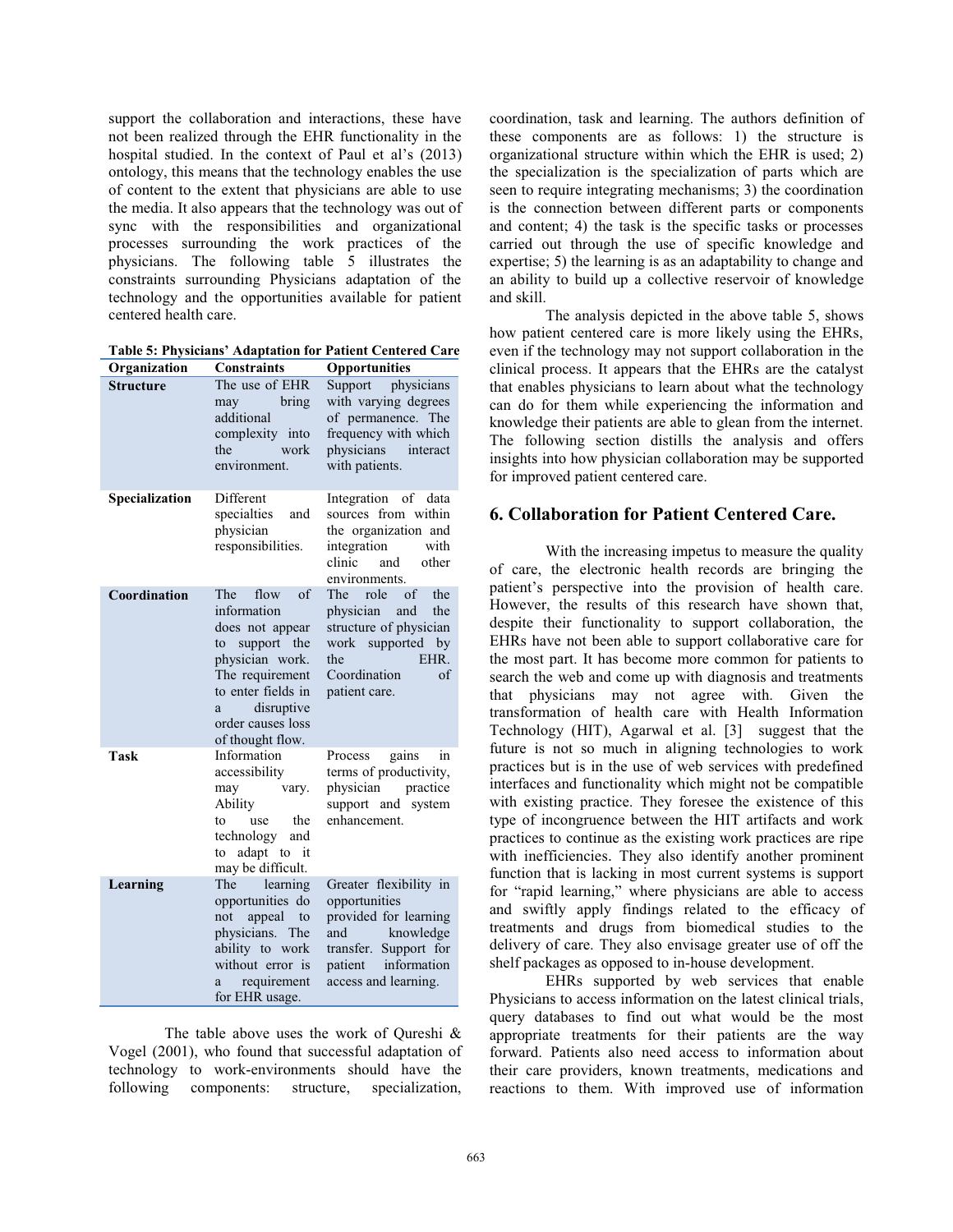support the collaboration and interactions, these have not been realized through the EHR functionality in the hospital studied. In the context of Paul et al's (2013) ontology, this means that the technology enables the use of content to the extent that physicians are able to use the media. It also appears that the technology was out of sync with the responsibilities and organizational processes surrounding the work practices of the physicians. The following table 5 illustrates the constraints surrounding Physicians adaptation of the technology and the opportunities available for patient centered health care.

**Table 5: Physicians' Adaptation for Patient Centered Care**

| Organization | Constraints | Opportunities |
|---|---|---|
| **Structure** | The use of EHR may bring additional complexity into the work environment. | Support physicians with varying degrees of permanence. The frequency with which physicians interact with patients. |
| **Specialization** | Different specialties and physician responsibilities. | Integration of data sources from within the organization and integration with clinic and other environments. |
| **Coordination** | The flow of information does not appear to support the physician work. The requirement to enter fields in a disruptive order causes loss of thought flow. | The role of the physician and the structure of physician work supported by the EHR. Coordination of patient care. |
| **Task** | Information accessibility may vary. Ability to use the technology and to adapt to it may be difficult. | Process gains in terms of productivity, physician practice support and system enhancement. |
| **Learning** | The learning opportunities do not appeal to physicians. The ability to work without error is a requirement for EHR usage. | Greater flexibility in opportunities provided for learning and knowledge transfer. Support for patient information access and learning. |

The table above uses the work of Qureshi & Vogel (2001), who found that successful adaptation of technology to work-environments should have the following components: structure, specialization, coordination, task and learning. The authors definition of these components are as follows: 1) the structure is organizational structure within which the EHR is used; 2) the specialization is the specialization of parts which are seen to require integrating mechanisms; 3) the coordination is the connection between different parts or components and content; 4) the task is the specific tasks or processes carried out through the use of specific knowledge and expertise; 5) the learning is as an adaptability to change and an ability to build up a collective reservoir of knowledge and skill.

The analysis depicted in the above table 5, shows how patient centered care is more likely using the EHRs, even if the technology may not support collaboration in the clinical process. It appears that the EHRs are the catalyst that enables physicians to learn about what the technology can do for them while experiencing the information and knowledge their patients are able to glean from the internet. The following section distills the analysis and offers insights into how physician collaboration may be supported for improved patient centered care.

## 6. Collaboration for Patient Centered Care.

With the increasing impetus to measure the quality of care, the electronic health records are bringing the patient's perspective into the provision of health care. However, the results of this research have shown that, despite their functionality to support collaboration, the EHRs have not been able to support collaborative care for the most part. It has become more common for patients to search the web and come up with diagnosis and treatments that physicians may not agree with. Given the transformation of health care with Health Information Technology (HIT), Agarwal et al. [3] suggest that the future is not so much in aligning technologies to work practices but is in the use of web services with predefined interfaces and functionality which might not be compatible with existing practice. They foresee the existence of this type of incongruence between the HIT artifacts and work practices to continue as the existing work practices are ripe with inefficiencies. They also identify another prominent function that is lacking in most current systems is support for "rapid learning," where physicians are able to access and swiftly apply findings related to the efficacy of treatments and drugs from biomedical studies to the delivery of care. They also envisage greater use of off the shelf packages as opposed to in-house development.

EHRs supported by web services that enable Physicians to access information on the latest clinical trials, query databases to find out what would be the most appropriate treatments for their patients are the way forward. Patients also need access to information about their care providers, known treatments, medications and reactions to them. With improved use of information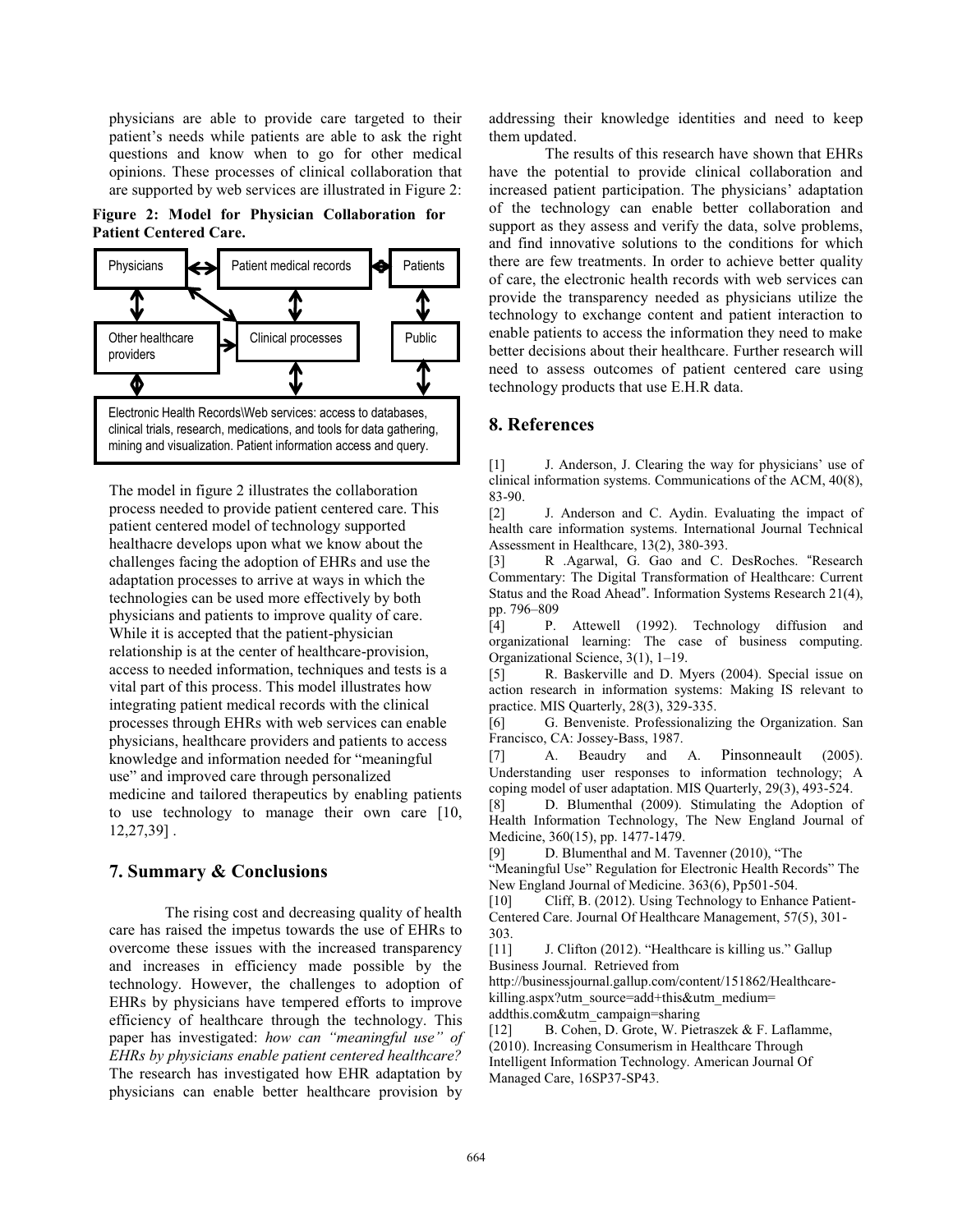physicians are able to provide care targeted to their patient's needs while patients are able to ask the right questions and know when to go for other medical opinions. These processes of clinical collaboration that are supported by web services are illustrated in Figure 2:

**Figure 2: Model for Physician Collaboration for Patient Centered Care.**

Physicians

Patient medical records

Patients

Other healthcare providers

Clinical processes

Public

Electronic Health Records\Web services: access to databases, clinical trials, research, medications, and tools for data gathering, mining and visualization. Patient information access and query.

The model in figure 2 illustrates the collaboration process needed to provide patient centered care. This patient centered model of technology supported healthacre develops upon what we know about the challenges facing the adoption of EHRs and use the adaptation processes to arrive at ways in which the technologies can be used more effectively by both physicians and patients to improve quality of care. While it is accepted that the patient-physician relationship is at the center of healthcare-provision, access to needed information, techniques and tests is a vital part of this process. This model illustrates how integrating patient medical records with the clinical processes through EHRs with web services can enable physicians, healthcare providers and patients to access knowledge and information needed for "meaningful use" and improved care through personalized medicine and tailored therapeutics by enabling patients to use technology to manage their own care [10, 12,27,39] .

## 7. Summary & Conclusions

The rising cost and decreasing quality of health care has raised the impetus towards the use of EHRs to overcome these issues with the increased transparency and increases in efficiency made possible by the technology. However, the challenges to adoption of EHRs by physicians have tempered efforts to improve efficiency of healthcare through the technology. This paper has investigated: *how can "meaningful use" of EHRs by physicians enable patient centered healthcare?* The research has investigated how EHR adaptation by physicians can enable better healthcare provision by addressing their knowledge identities and need to keep them updated.

The results of this research have shown that EHRs have the potential to provide clinical collaboration and increased patient participation. The physicians' adaptation of the technology can enable better collaboration and support as they assess and verify the data, solve problems, and find innovative solutions to the conditions for which there are few treatments. In order to achieve better quality of care, the electronic health records with web services can provide the transparency needed as physicians utilize the technology to exchange content and patient interaction to enable patients to access the information they need to make better decisions about their healthcare. Further research will need to assess outcomes of patient centered care using technology products that use E.H.R data.

## 8. References

[1] J. Anderson, J. Clearing the way for physicians' use of clinical information systems. Communications of the ACM, 40(8), 83-90.

[2] J. Anderson and C. Aydin. Evaluating the impact of health care information systems. International Journal Technical Assessment in Healthcare, 13(2), 380-393.

[3] R .Agarwal, G. Gao and C. DesRoches. "Research Commentary: The Digital Transformation of Healthcare: Current Status and the Road Ahead". Information Systems Research 21(4), pp. 796–809

[4] P. Attewell (1992). Technology diffusion and organizational learning: The case of business computing. Organizational Science, 3(1), 1–19.

[5] R. Baskerville and D. Myers (2004). Special issue on action research in information systems: Making IS relevant to practice. MIS Quarterly, 28(3), 329-335.

[6] G. Benveniste. Professionalizing the Organization. San Francisco, CA: Jossey-Bass, 1987.

[7] A. Beaudry and A. Pinsonneault (2005). Understanding user responses to information technology; A coping model of user adaptation. MIS Quarterly, 29(3), 493-524.

[8] D. Blumenthal (2009). Stimulating the Adoption of Health Information Technology, The New England Journal of Medicine, 360(15), pp. 1477-1479.

[9] D. Blumenthal and M. Tavenner (2010), "The "Meaningful Use" Regulation for Electronic Health Records" The New England Journal of Medicine. 363(6), Pp501-504.

[10] Cliff, B. (2012). Using Technology to Enhance Patient-Centered Care. Journal Of Healthcare Management, 57(5), 301-303.

[11] J. Clifton (2012). "Healthcare is killing us." Gallup Business Journal. Retrieved from http://businessjournal.gallup.com/content/151862/Healthcare-killing.aspx?utm_source=add+this&utm_medium=addthis.com&utm_campaign=sharing

[12] B. Cohen, D. Grote, W. Pietraszek & F. Laflamme, (2010). Increasing Consumerism in Healthcare Through Intelligent Information Technology. American Journal Of Managed Care, 16SP37-SP43.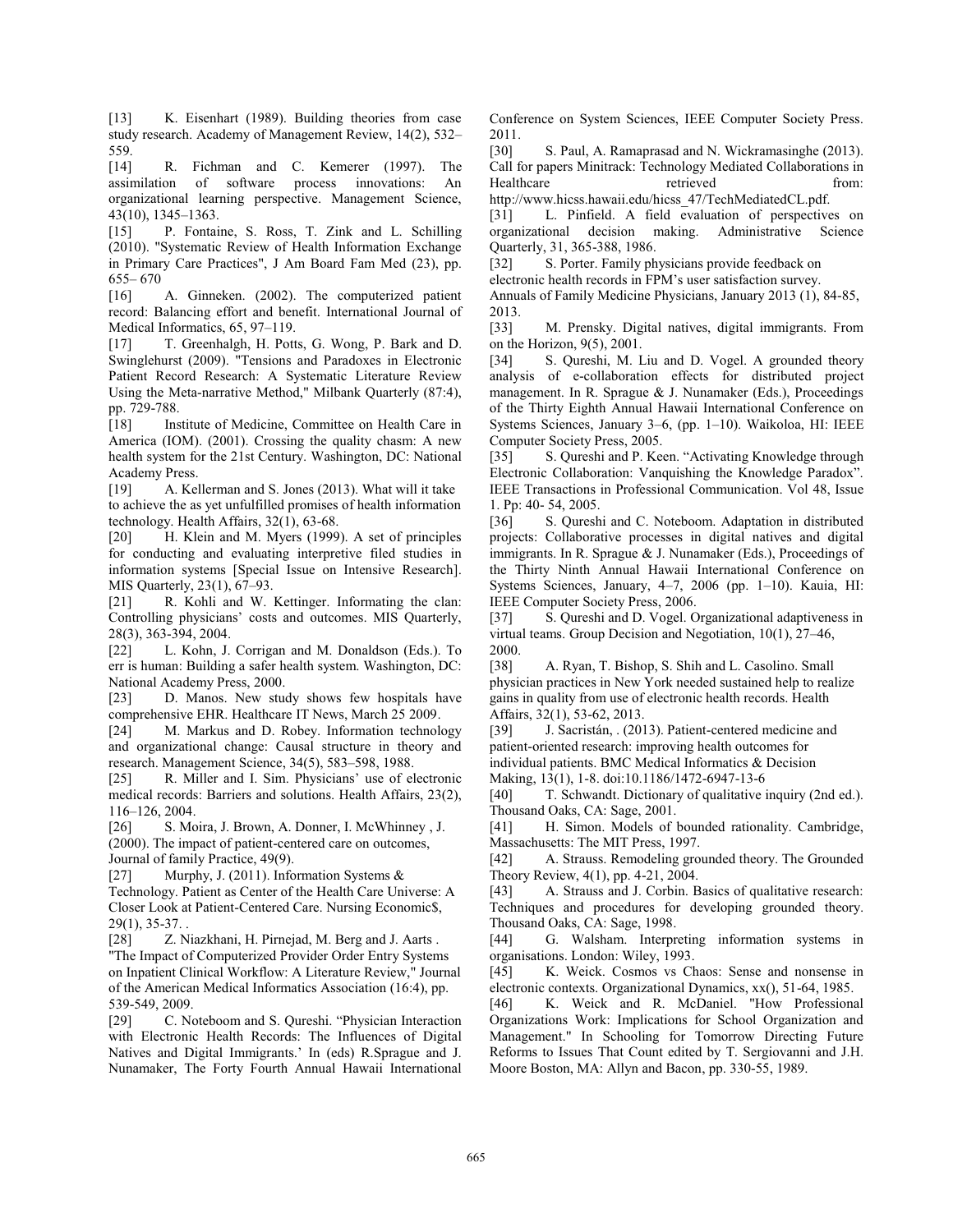[13] K. Eisenhart (1989). Building theories from case study research. Academy of Management Review, 14(2), 532–559.

[14] R. Fichman and C. Kemerer (1997). The assimilation of software process innovations: An organizational learning perspective. Management Science, 43(10), 1345–1363.

[15] P. Fontaine, S. Ross, T. Zink and L. Schilling (2010). "Systematic Review of Health Information Exchange in Primary Care Practices", J Am Board Fam Med (23), pp. 655– 670

[16] A. Ginneken. (2002). The computerized patient record: Balancing effort and benefit. International Journal of Medical Informatics, 65, 97–119.

[17] T. Greenhalgh, H. Potts, G. Wong, P. Bark and D. Swinglehurst (2009). "Tensions and Paradoxes in Electronic Patient Record Research: A Systematic Literature Review Using the Meta-narrative Method," Milbank Quarterly (87:4), pp. 729-788.

[18] Institute of Medicine, Committee on Health Care in America (IOM). (2001). Crossing the quality chasm: A new health system for the 21st Century. Washington, DC: National Academy Press.

[19] A. Kellerman and S. Jones (2013). What will it take to achieve the as yet unfulfilled promises of health information technology. Health Affairs, 32(1), 63-68.

[20] H. Klein and M. Myers (1999). A set of principles for conducting and evaluating interpretive filed studies in information systems [Special Issue on Intensive Research]. MIS Quarterly, 23(1), 67–93.

[21] R. Kohli and W. Kettinger. Informating the clan: Controlling physicians' costs and outcomes. MIS Quarterly, 28(3), 363-394, 2004.

[22] L. Kohn, J. Corrigan and M. Donaldson (Eds.). To err is human: Building a safer health system. Washington, DC: National Academy Press, 2000.

[23] D. Manos. New study shows few hospitals have comprehensive EHR. Healthcare IT News, March 25 2009.

[24] M. Markus and D. Robey. Information technology and organizational change: Causal structure in theory and research. Management Science, 34(5), 583–598, 1988.

[25] R. Miller and I. Sim. Physicians' use of electronic medical records: Barriers and solutions. Health Affairs, 23(2), 116–126, 2004.

[26] S. Moira, J. Brown, A. Donner, I. McWhinney , J. (2000). The impact of patient-centered care on outcomes, Journal of family Practice, 49(9).

[27] Murphy, J. (2011). Information Systems & Technology. Patient as Center of the Health Care Universe: A Closer Look at Patient-Centered Care. Nursing Economic$, 29(1), 35-37. .

[28] Z. Niazkhani, H. Pirnejad, M. Berg and J. Aarts . "The Impact of Computerized Provider Order Entry Systems on Inpatient Clinical Workflow: A Literature Review," Journal of the American Medical Informatics Association (16:4), pp. 539-549, 2009.

[29] C. Noteboom and S. Qureshi. "Physician Interaction with Electronic Health Records: The Influences of Digital Natives and Digital Immigrants.' In (eds) R.Sprague and J. Nunamaker, The Forty Fourth Annual Hawaii International Conference on System Sciences, IEEE Computer Society Press. 2011.

[30] S. Paul, A. Ramaprasad and N. Wickramasinghe (2013). Call for papers Minitrack: Technology Mediated Collaborations in Healthcare retrieved from: http://www.hicss.hawaii.edu/hicss_47/TechMediatedCL.pdf.

[31] L. Pinfield. A field evaluation of perspectives on organizational decision making. Administrative Science Quarterly, 31, 365-388, 1986.

[32] S. Porter. Family physicians provide feedback on electronic health records in FPM's user satisfaction survey. Annuals of Family Medicine Physicians, January 2013 (1), 84-85, 2013.

[33] M. Prensky. Digital natives, digital immigrants. From on the Horizon, 9(5), 2001.

[34] S. Qureshi, M. Liu and D. Vogel. A grounded theory analysis of e-collaboration effects for distributed project management. In R. Sprague & J. Nunamaker (Eds.), Proceedings of the Thirty Eighth Annual Hawaii International Conference on Systems Sciences, January 3–6, (pp. 1–10). Waikoloa, HI: IEEE Computer Society Press, 2005.

[35] S. Qureshi and P. Keen. "Activating Knowledge through Electronic Collaboration: Vanquishing the Knowledge Paradox". IEEE Transactions in Professional Communication. Vol 48, Issue 1. Pp: 40- 54, 2005.

[36] S. Qureshi and C. Noteboom. Adaptation in distributed projects: Collaborative processes in digital natives and digital immigrants. In R. Sprague & J. Nunamaker (Eds.), Proceedings of the Thirty Ninth Annual Hawaii International Conference on Systems Sciences, January, 4–7, 2006 (pp. 1–10). Kauia, HI: IEEE Computer Society Press, 2006.

[37] S. Qureshi and D. Vogel. Organizational adaptiveness in virtual teams. Group Decision and Negotiation, 10(1), 27–46, 2000.

[38] A. Ryan, T. Bishop, S. Shih and L. Casolino. Small physician practices in New York needed sustained help to realize gains in quality from use of electronic health records. Health Affairs, 32(1), 53-62, 2013.

[39] J. Sacristán, . (2013). Patient-centered medicine and patient-oriented research: improving health outcomes for individual patients. BMC Medical Informatics & Decision Making, 13(1), 1-8. doi:10.1186/1472-6947-13-6

[40] T. Schwandt. Dictionary of qualitative inquiry (2nd ed.). Thousand Oaks, CA: Sage, 2001.

[41] H. Simon. Models of bounded rationality. Cambridge, Massachusetts: The MIT Press, 1997.

[42] A. Strauss. Remodeling grounded theory. The Grounded Theory Review, 4(1), pp. 4-21, 2004.

[43] A. Strauss and J. Corbin. Basics of qualitative research: Techniques and procedures for developing grounded theory. Thousand Oaks, CA: Sage, 1998.

[44] G. Walsham. Interpreting information systems in organisations. London: Wiley, 1993.

[45] K. Weick. Cosmos vs Chaos: Sense and nonsense in electronic contexts. Organizational Dynamics, xx(), 51-64, 1985.

[46] K. Weick and R. McDaniel. "How Professional Organizations Work: Implications for School Organization and Management." In Schooling for Tomorrow Directing Future Reforms to Issues That Count edited by T. Sergiovanni and J.H. Moore Boston, MA: Allyn and Bacon, pp. 330-55, 1989.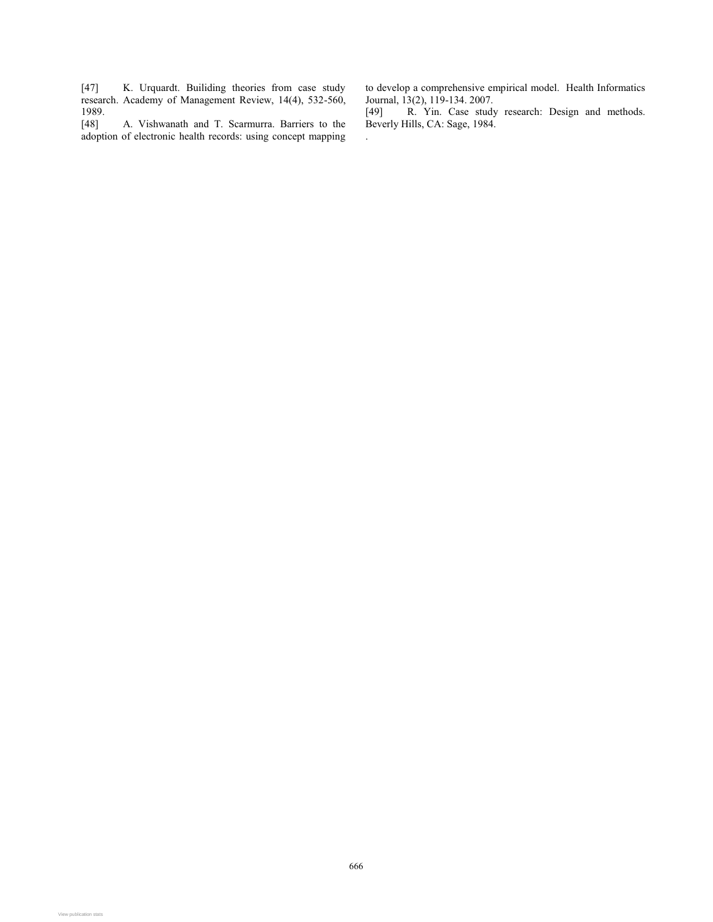[47] K. Urquardt. Builiding theories from case study research. Academy of Management Review, 14(4), 532-560, 1989.

[48] A. Vishwanath and T. Scarmurra. Barriers to the adoption of electronic health records: using concept mapping to develop a comprehensive empirical model. Health Informatics Journal, 13(2), 119-134. 2007.

[49] R. Yin. Case study research: Design and methods. Beverly Hills, CA: Sage, 1984.

.